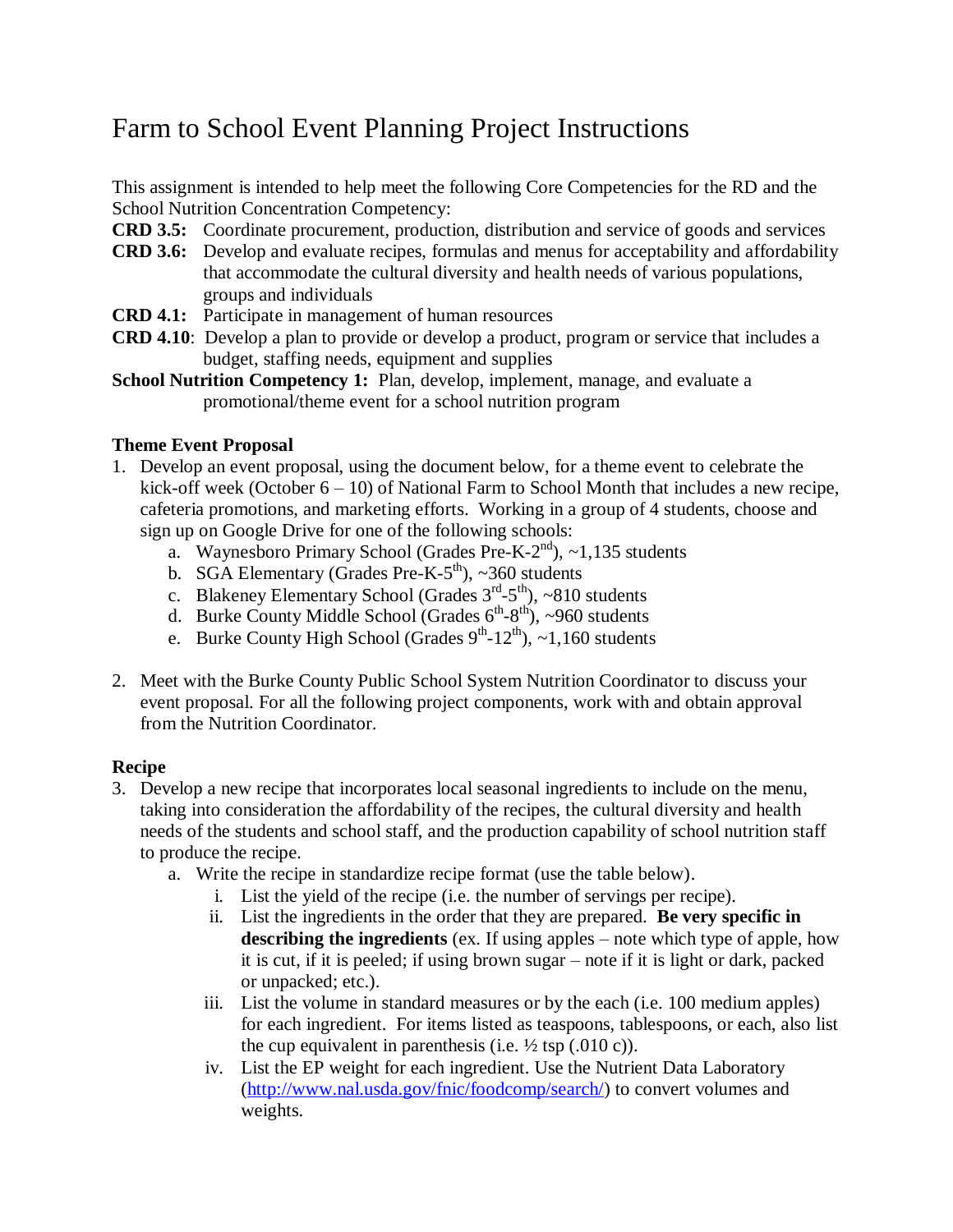# Farm to School Event Planning Project Instructions

This assignment is intended to help meet the following Core Competencies for the RD and the School Nutrition Concentration Competency:

**CRD 3.5:** Coordinate procurement, production, distribution and service of goods and services

**CRD 3.6:** Develop and evaluate recipes, formulas and menus for acceptability and affordability that accommodate the cultural diversity and health needs of various populations, groups and individuals

**CRD 4.1:** Participate in management of human resources

**CRD 4.10**: Develop a plan to provide or develop a product, program or service that includes a budget, staffing needs, equipment and supplies

**School Nutrition Competency 1:** Plan, develop, implement, manage, and evaluate a promotional/theme event for a school nutrition program

**Theme Event Proposal**

1. Develop an event proposal, using the document below, for a theme event to celebrate the kick-off week (October 6 – 10) of National Farm to School Month that includes a new recipe, cafeteria promotions, and marketing efforts. Working in a group of 4 students, choose and sign up on Google Drive for one of the following schools:
   a. Waynesboro Primary School (Grades Pre-K-2nd), ~1,135 students
   b. SGA Elementary (Grades Pre-K-5th), ~360 students
   c. Blakeney Elementary School (Grades 3rd-5th), ~810 students
   d. Burke County Middle School (Grades 6th-8th), ~960 students
   e. Burke County High School (Grades 9th-12th), ~1,160 students

2. Meet with the Burke County Public School System Nutrition Coordinator to discuss your event proposal. For all the following project components, work with and obtain approval from the Nutrition Coordinator.

**Recipe**

3. Develop a new recipe that incorporates local seasonal ingredients to include on the menu, taking into consideration the affordability of the recipes, the cultural diversity and health needs of the students and school staff, and the production capability of school nutrition staff to produce the recipe.
   a. Write the recipe in standardize recipe format (use the table below).
      i. List the yield of the recipe (i.e. the number of servings per recipe).
      ii. List the ingredients in the order that they are prepared. **Be very specific in describing the ingredients** (ex. If using apples – note which type of apple, how it is cut, if it is peeled; if using brown sugar – note if it is light or dark, packed or unpacked; etc.).
      iii. List the volume in standard measures or by the each (i.e. 100 medium apples) for each ingredient. For items listed as teaspoons, tablespoons, or each, also list the cup equivalent in parenthesis (i.e. ½ tsp (.010 c)).
      iv. List the EP weight for each ingredient. Use the Nutrient Data Laboratory (http://www.nal.usda.gov/fnic/foodcomp/search/) to convert volumes and weights.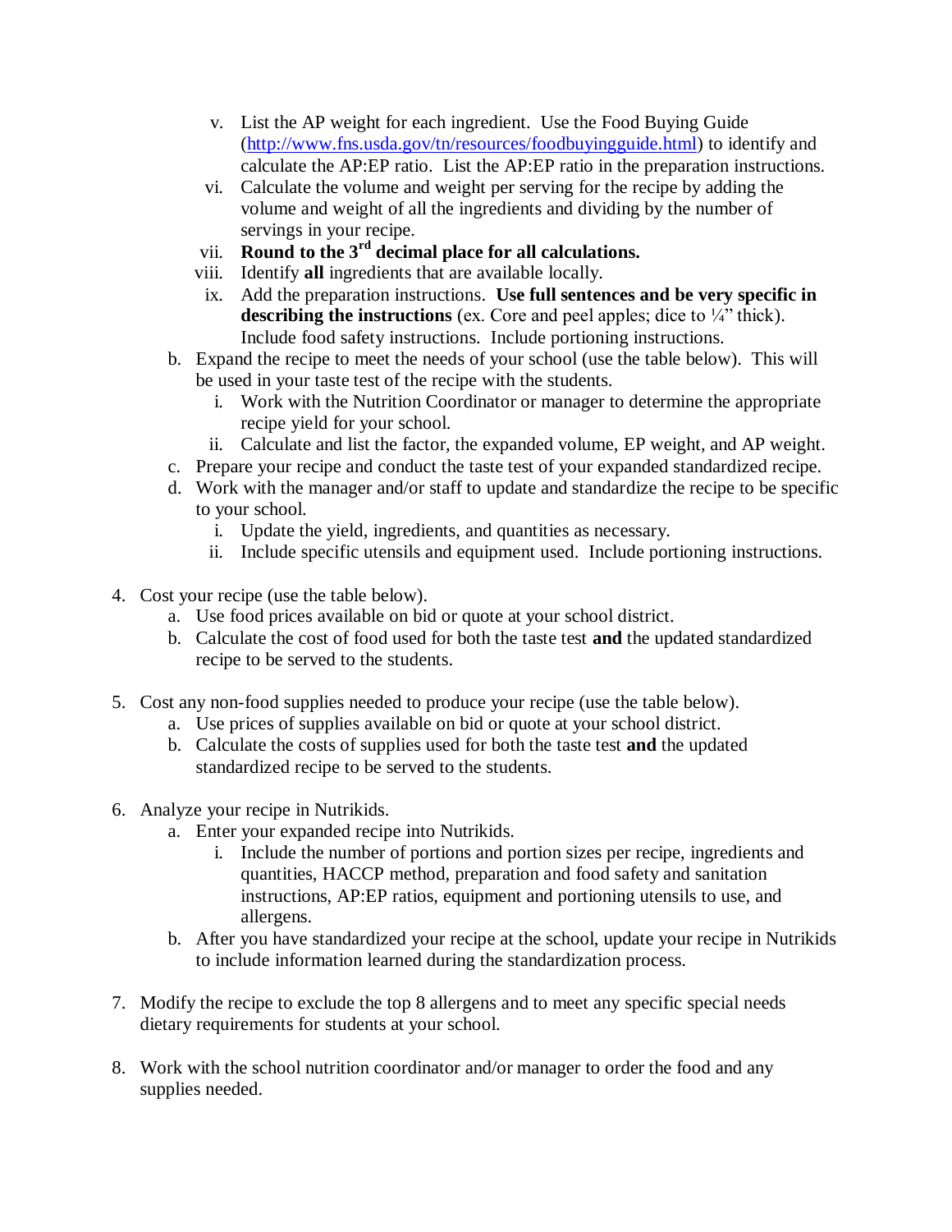v. List the AP weight for each ingredient. Use the Food Buying Guide ([http://www.fns.usda.gov/tn/resources/foodbuyingguide.html](http://www.fns.usda.gov/tn/resources/foodbuyingguide.html)) to identify and calculate the AP:EP ratio. List the AP:EP ratio in the preparation instructions.
   vi. Calculate the volume and weight per serving for the recipe by adding the volume and weight of all the ingredients and dividing by the number of servings in your recipe.
   vii. **Round to the 3rd decimal place for all calculations.**
   viii. Identify **all** ingredients that are available locally.
   ix. Add the preparation instructions. **Use full sentences and be very specific in describing the instructions** (ex. Core and peel apples; dice to ¼" thick). Include food safety instructions. Include portioning instructions.

b. Expand the recipe to meet the needs of your school (use the table below). This will be used in your taste test of the recipe with the students.
   i. Work with the Nutrition Coordinator or manager to determine the appropriate recipe yield for your school.
   ii. Calculate and list the factor, the expanded volume, EP weight, and AP weight.

c. Prepare your recipe and conduct the taste test of your expanded standardized recipe.

d. Work with the manager and/or staff to update and standardize the recipe to be specific to your school.
   i. Update the yield, ingredients, and quantities as necessary.
   ii. Include specific utensils and equipment used. Include portioning instructions.

4. Cost your recipe (use the table below).
   a. Use food prices available on bid or quote at your school district.
   b. Calculate the cost of food used for both the taste test **and** the updated standardized recipe to be served to the students.

5. Cost any non-food supplies needed to produce your recipe (use the table below).
   a. Use prices of supplies available on bid or quote at your school district.
   b. Calculate the costs of supplies used for both the taste test **and** the updated standardized recipe to be served to the students.

6. Analyze your recipe in Nutrikids.
   a. Enter your expanded recipe into Nutrikids.
      i. Include the number of portions and portion sizes per recipe, ingredients and quantities, HACCP method, preparation and food safety and sanitation instructions, AP:EP ratios, equipment and portioning utensils to use, and allergens.
   b. After you have standardized your recipe at the school, update your recipe in Nutrikids to include information learned during the standardization process.

7. Modify the recipe to exclude the top 8 allergens and to meet any specific special needs dietary requirements for students at your school.

8. Work with the school nutrition coordinator and/or manager to order the food and any supplies needed.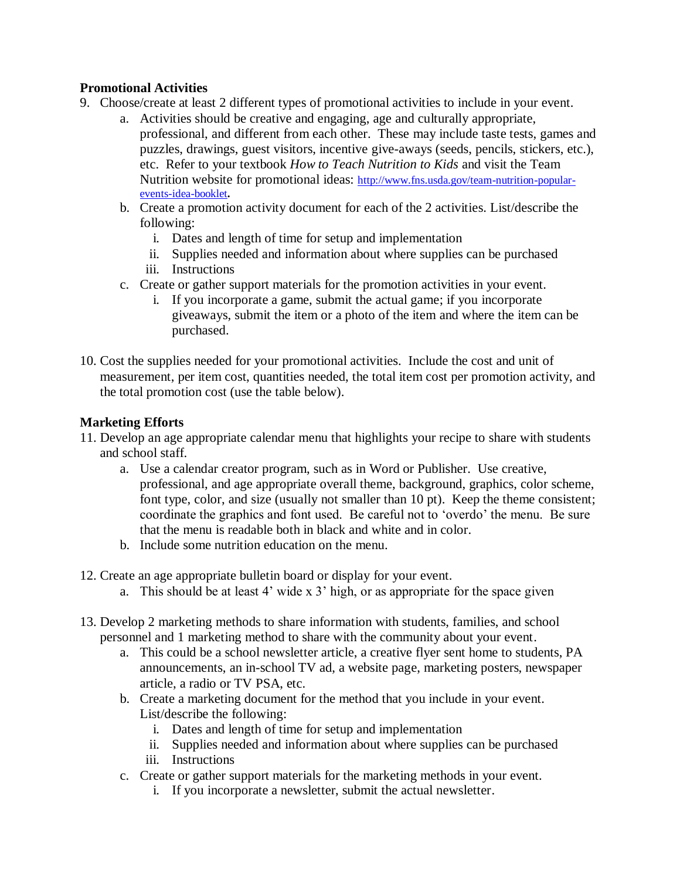**Promotional Activities**

9. Choose/create at least 2 different types of promotional activities to include in your event.
    a. Activities should be creative and engaging, age and culturally appropriate, professional, and different from each other. These may include taste tests, games and puzzles, drawings, guest visitors, incentive give-aways (seeds, pencils, stickers, etc.), etc. Refer to your textbook *How to Teach Nutrition to Kids* and visit the Team Nutrition website for promotional ideas: http://www.fns.usda.gov/team-nutrition-popular-events-idea-booklet**.**
    b. Create a promotion activity document for each of the 2 activities. List/describe the following:
        i. Dates and length of time for setup and implementation
        ii. Supplies needed and information about where supplies can be purchased
        iii. Instructions
    c. Create or gather support materials for the promotion activities in your event.
        i. If you incorporate a game, submit the actual game; if you incorporate giveaways, submit the item or a photo of the item and where the item can be purchased.

10. Cost the supplies needed for your promotional activities. Include the cost and unit of measurement, per item cost, quantities needed, the total item cost per promotion activity, and the total promotion cost (use the table below).

**Marketing Efforts**

11. Develop an age appropriate calendar menu that highlights your recipe to share with students and school staff.
    a. Use a calendar creator program, such as in Word or Publisher. Use creative, professional, and age appropriate overall theme, background, graphics, color scheme, font type, color, and size (usually not smaller than 10 pt). Keep the theme consistent; coordinate the graphics and font used. Be careful not to 'overdo' the menu. Be sure that the menu is readable both in black and white and in color.
    b. Include some nutrition education on the menu.

12. Create an age appropriate bulletin board or display for your event.
    a. This should be at least 4' wide x 3' high, or as appropriate for the space given

13. Develop 2 marketing methods to share information with students, families, and school personnel and 1 marketing method to share with the community about your event.
    a. This could be a school newsletter article, a creative flyer sent home to students, PA announcements, an in-school TV ad, a website page, marketing posters, newspaper article, a radio or TV PSA, etc.
    b. Create a marketing document for the method that you include in your event. List/describe the following:
        i. Dates and length of time for setup and implementation
        ii. Supplies needed and information about where supplies can be purchased
        iii. Instructions
    c. Create or gather support materials for the marketing methods in your event.
        i. If you incorporate a newsletter, submit the actual newsletter.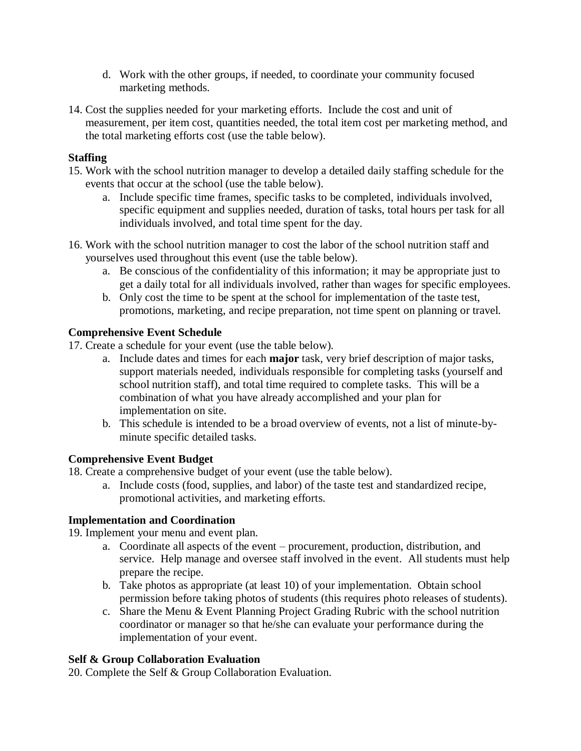d. Work with the other groups, if needed, to coordinate your community focused marketing methods.

14. Cost the supplies needed for your marketing efforts. Include the cost and unit of measurement, per item cost, quantities needed, the total item cost per marketing method, and the total marketing efforts cost (use the table below).

**Staffing**

15. Work with the school nutrition manager to develop a detailed daily staffing schedule for the events that occur at the school (use the table below).
    a. Include specific time frames, specific tasks to be completed, individuals involved, specific equipment and supplies needed, duration of tasks, total hours per task for all individuals involved, and total time spent for the day.

16. Work with the school nutrition manager to cost the labor of the school nutrition staff and yourselves used throughout this event (use the table below).
    a. Be conscious of the confidentiality of this information; it may be appropriate just to get a daily total for all individuals involved, rather than wages for specific employees.
    b. Only cost the time to be spent at the school for implementation of the taste test, promotions, marketing, and recipe preparation, not time spent on planning or travel.

**Comprehensive Event Schedule**

17. Create a schedule for your event (use the table below).
    a. Include dates and times for each **major** task, very brief description of major tasks, support materials needed, individuals responsible for completing tasks (yourself and school nutrition staff), and total time required to complete tasks. This will be a combination of what you have already accomplished and your plan for implementation on site.
    b. This schedule is intended to be a broad overview of events, not a list of minute-by-minute specific detailed tasks.

**Comprehensive Event Budget**

18. Create a comprehensive budget of your event (use the table below).
    a. Include costs (food, supplies, and labor) of the taste test and standardized recipe, promotional activities, and marketing efforts.

**Implementation and Coordination**

19. Implement your menu and event plan.
    a. Coordinate all aspects of the event – procurement, production, distribution, and service. Help manage and oversee staff involved in the event. All students must help prepare the recipe.
    b. Take photos as appropriate (at least 10) of your implementation. Obtain school permission before taking photos of students (this requires photo releases of students).
    c. Share the Menu & Event Planning Project Grading Rubric with the school nutrition coordinator or manager so that he/she can evaluate your performance during the implementation of your event.

**Self & Group Collaboration Evaluation**

20. Complete the Self & Group Collaboration Evaluation.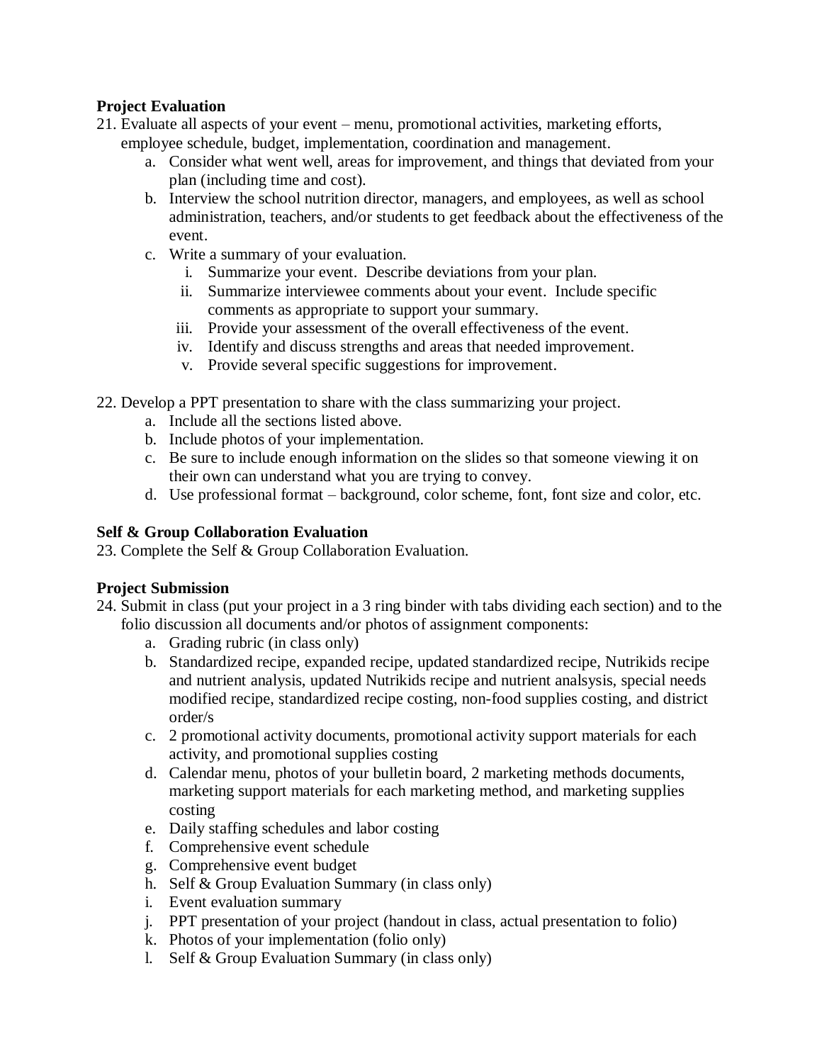**Project Evaluation**

21. Evaluate all aspects of your event – menu, promotional activities, marketing efforts, employee schedule, budget, implementation, coordination and management.
    a. Consider what went well, areas for improvement, and things that deviated from your plan (including time and cost).
    b. Interview the school nutrition director, managers, and employees, as well as school administration, teachers, and/or students to get feedback about the effectiveness of the event.
    c. Write a summary of your evaluation.
        i. Summarize your event. Describe deviations from your plan.
        ii. Summarize interviewee comments about your event. Include specific comments as appropriate to support your summary.
        iii. Provide your assessment of the overall effectiveness of the event.
        iv. Identify and discuss strengths and areas that needed improvement.
        v. Provide several specific suggestions for improvement.

22. Develop a PPT presentation to share with the class summarizing your project.
    a. Include all the sections listed above.
    b. Include photos of your implementation.
    c. Be sure to include enough information on the slides so that someone viewing it on their own can understand what you are trying to convey.
    d. Use professional format – background, color scheme, font, font size and color, etc.

**Self & Group Collaboration Evaluation**

23. Complete the Self & Group Collaboration Evaluation.

**Project Submission**

24. Submit in class (put your project in a 3 ring binder with tabs dividing each section) and to the folio discussion all documents and/or photos of assignment components:
    a. Grading rubric (in class only)
    b. Standardized recipe, expanded recipe, updated standardized recipe, Nutrikids recipe and nutrient analysis, updated Nutrikids recipe and nutrient analsysis, special needs modified recipe, standardized recipe costing, non-food supplies costing, and district order/s
    c. 2 promotional activity documents, promotional activity support materials for each activity, and promotional supplies costing
    d. Calendar menu, photos of your bulletin board, 2 marketing methods documents, marketing support materials for each marketing method, and marketing supplies costing
    e. Daily staffing schedules and labor costing
    f. Comprehensive event schedule
    g. Comprehensive event budget
    h. Self & Group Evaluation Summary (in class only)
    i. Event evaluation summary
    j. PPT presentation of your project (handout in class, actual presentation to folio)
    k. Photos of your implementation (folio only)
    l. Self & Group Evaluation Summary (in class only)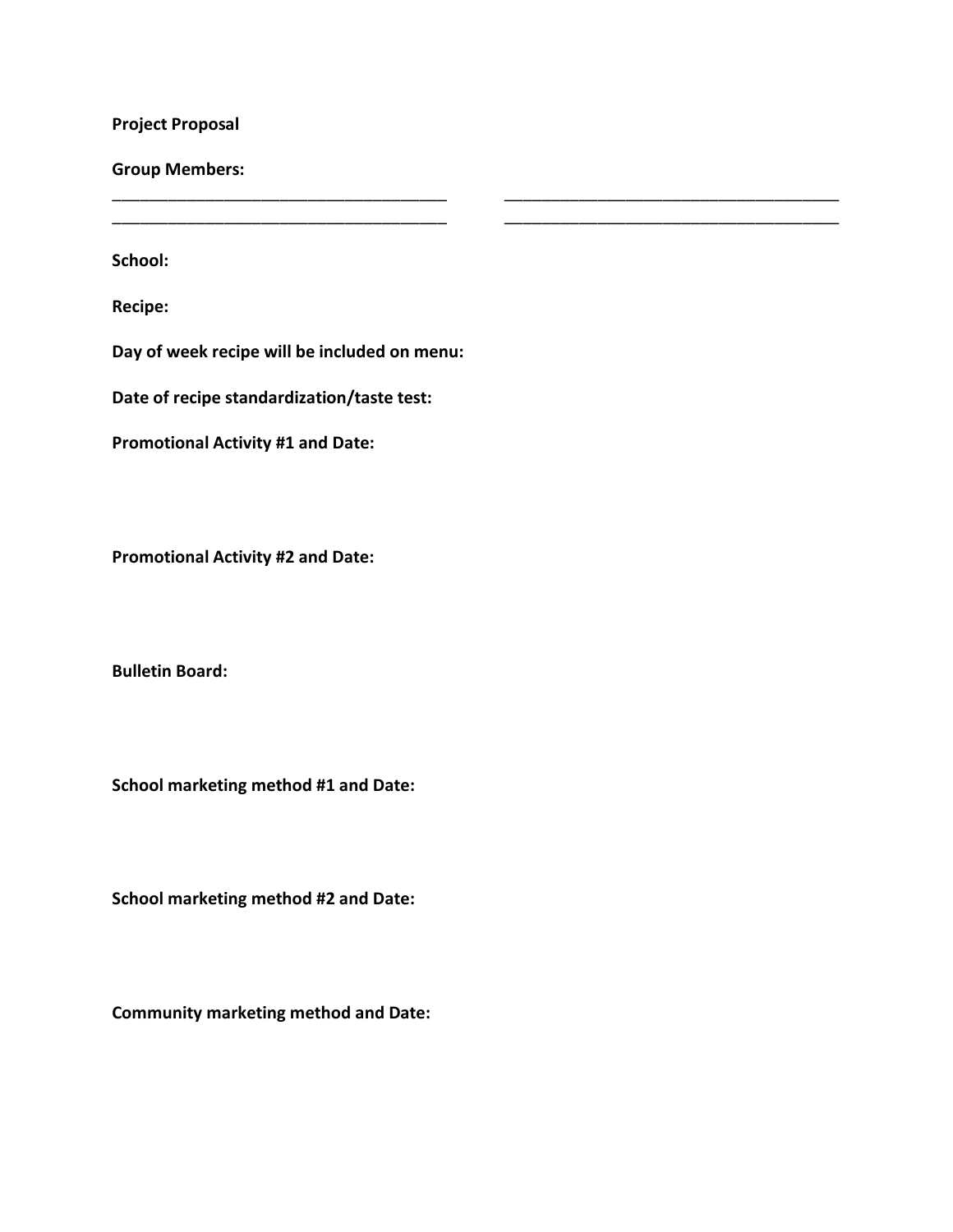**Project Proposal**

**Group Members:**

_____________________________________ _____________________________________

_____________________________________ _____________________________________

**School:**

**Recipe:**

**Day of week recipe will be included on menu:**

**Date of recipe standardization/taste test:**

**Promotional Activity #1 and Date:**

**Promotional Activity #2 and Date:**

**Bulletin Board:**

**School marketing method #1 and Date:**

**School marketing method #2 and Date:**

**Community marketing method and Date:**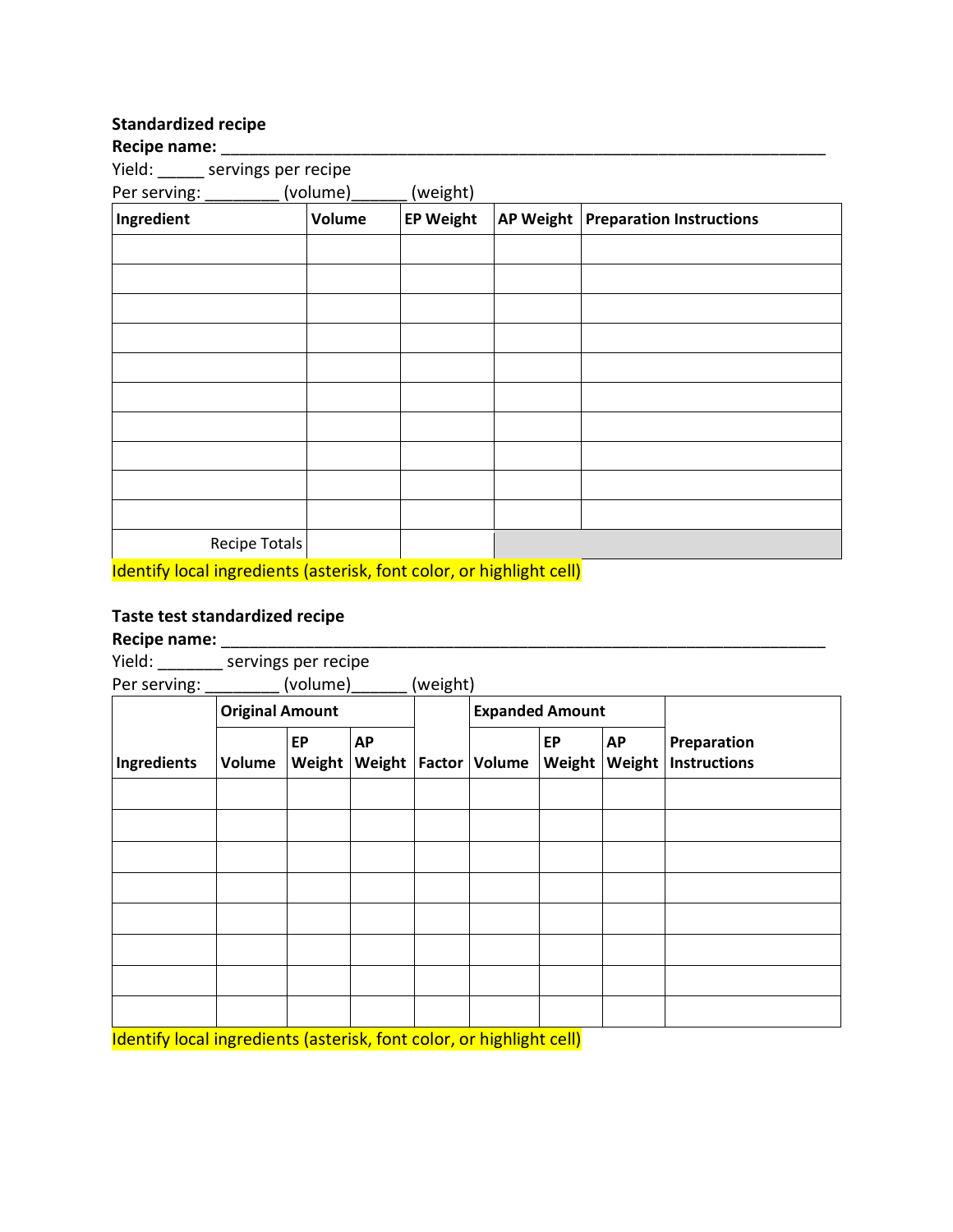**Standardized recipe**

**Recipe name:** ___________________________________________________________________

Yield: _____ servings per recipe

Per serving: ________ (volume)______ (weight)

| Ingredient | Volume | EP Weight | AP Weight | Preparation Instructions |
|---|---|---|---|---|
| | | | | |
| | | | | |
| | | | | |
| | | | | |
| | | | | |
| | | | | |
| | | | | |
| | | | | |
| | | | | |
| | | | | |
| Recipe Totals | | | | |

Identify local ingredients (asterisk, font color, or highlight cell)

**Taste test standardized recipe**

**Recipe name:** ___________________________________________________________________

Yield: _______ servings per recipe

Per serving: ________ (volume)______ (weight)

| | Original Amount | | | | Expanded Amount | | | |
|---|---|---|---|---|---|---|---|---|
| Ingredients | Volume | EP Weight | AP Weight | Factor | Volume | EP Weight | AP Weight | Preparation Instructions |
| | | | | | | | | |
| | | | | | | | | |
| | | | | | | | | |
| | | | | | | | | |
| | | | | | | | | |
| | | | | | | | | |
| | | | | | | | | |
| | | | | | | | | |

Identify local ingredients (asterisk, font color, or highlight cell)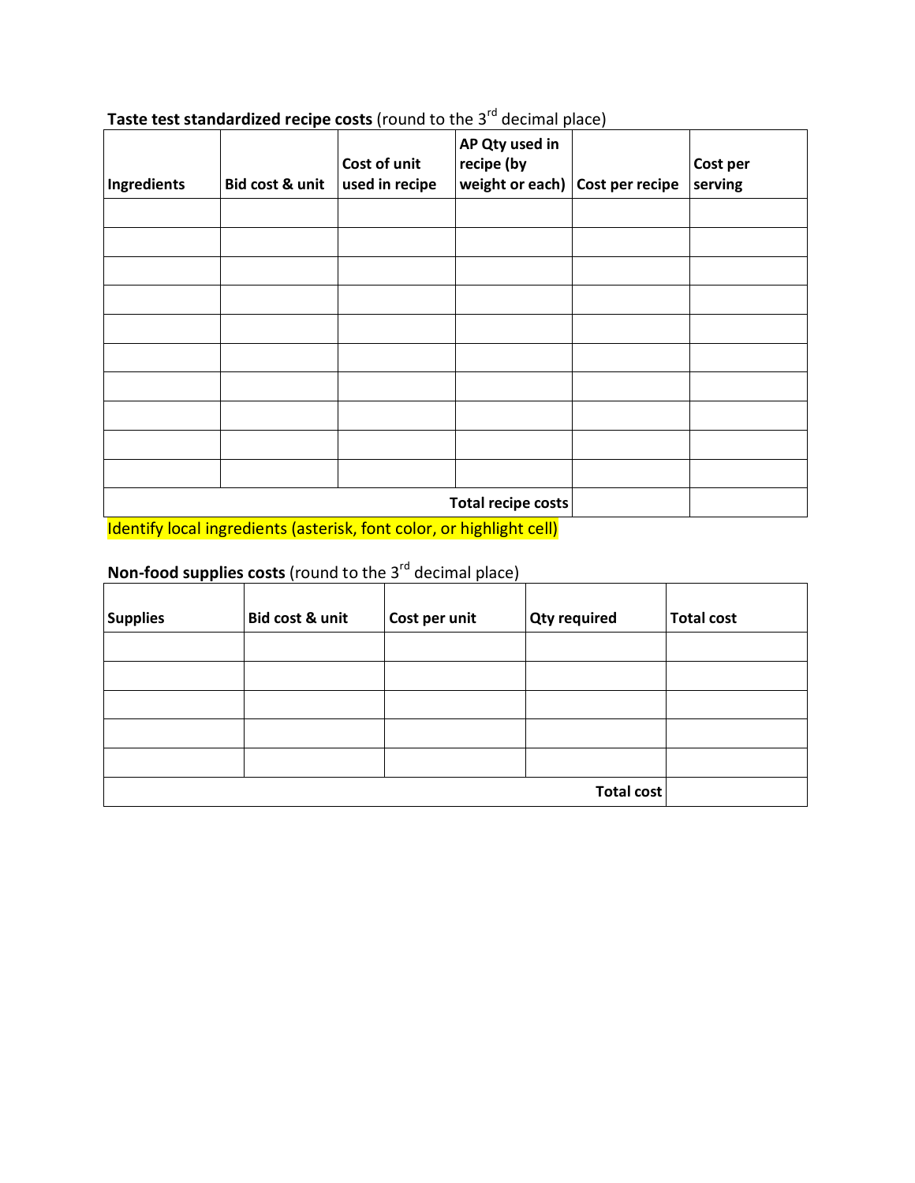**Taste test standardized recipe costs** (round to the 3rd decimal place)

| Ingredients | Bid cost & unit | Cost of unit used in recipe | AP Qty used in recipe (by weight or each) | Cost per recipe | Cost per serving |
|---|---|---|---|---|---|
| | | | | | |
| | | | | | |
| | | | | | |
| | | | | | |
| | | | | | |
| | | | | | |
| | | | | | |
| | | | | | |
| | | | | | |
| | | | | | |
| | | | **Total recipe costs** | | |

Identify local ingredients (asterisk, font color, or highlight cell)

**Non-food supplies costs** (round to the 3rd decimal place)

| Supplies | Bid cost & unit | Cost per unit | Qty required | Total cost |
|---|---|---|---|---|
| | | | | |
| | | | | |
| | | | | |
| | | | | |
| | | | | |
| | | | **Total cost** | |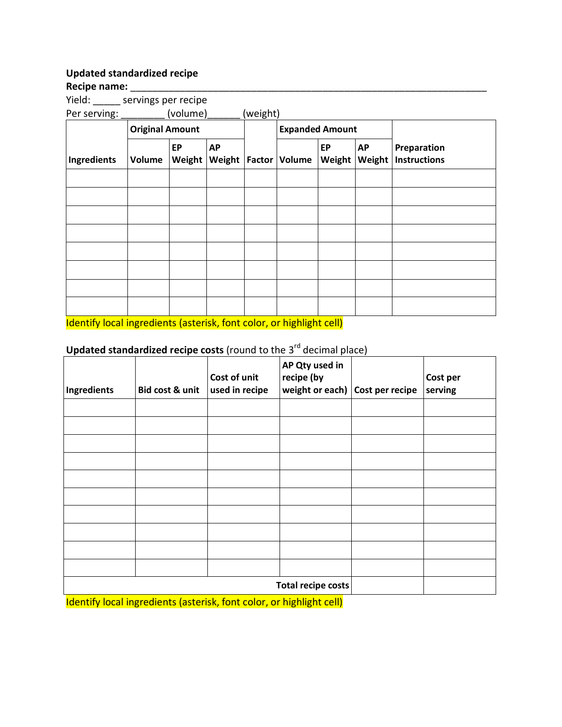**Updated standardized recipe**

**Recipe name:** ______________________________________________________________________

Yield: _____ servings per recipe

Per serving: ________ (volume)______ (weight)

| Ingredients | Original Amount | | | Factor | Expanded Amount | | | Preparation Instructions |
|---|---|---|---|---|---|---|---|---|
| | Volume | EP Weight | AP Weight | | Volume | EP Weight | AP Weight | |
| | | | | | | | | |
| | | | | | | | | |
| | | | | | | | | |
| | | | | | | | | |
| | | | | | | | | |
| | | | | | | | | |
| | | | | | | | | |
| | | | | | | | | |

Identify local ingredients (asterisk, font color, or highlight cell)

**Updated standardized recipe costs** (round to the 3rd decimal place)

| Ingredients | Bid cost & unit | Cost of unit used in recipe | AP Qty used in recipe (by weight or each) | Cost per recipe | Cost per serving |
|---|---|---|---|---|---|
| | | | | | |
| | | | | | |
| | | | | | |
| | | | | | |
| | | | | | |
| | | | | | |
| | | | | | |
| | | | | | |
| | | | | | |
| | | | | | |
| | | | **Total recipe costs** | | |

Identify local ingredients (asterisk, font color, or highlight cell)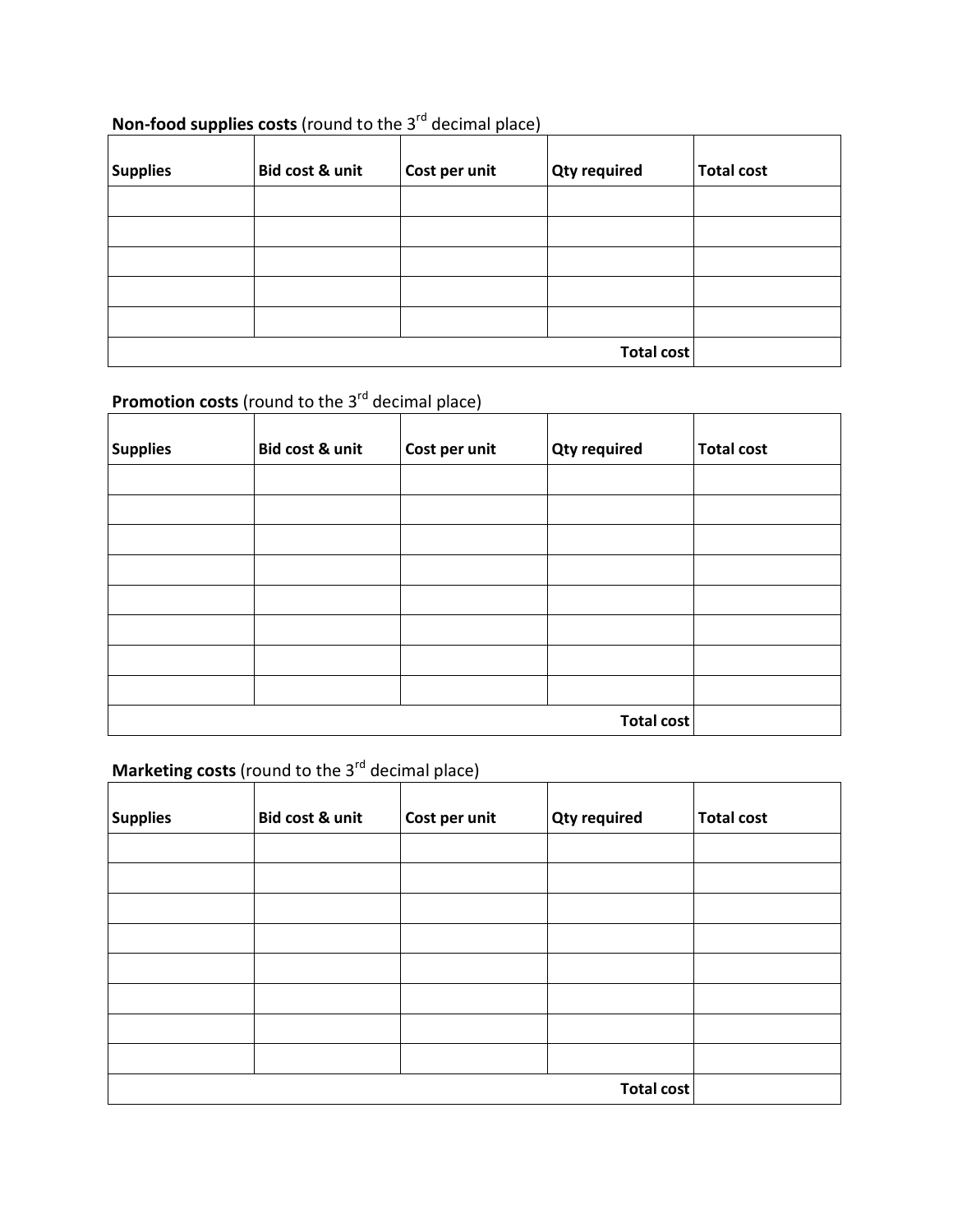**Non-food supplies costs** (round to the 3rd decimal place)

| Supplies | Bid cost & unit | Cost per unit | Qty required | Total cost |
|---|---|---|---|---|
| | | | | |
| | | | | |
| | | | | |
| | | | | |
| | | | | |
| | | | **Total cost** | |

**Promotion costs** (round to the 3rd decimal place)

| Supplies | Bid cost & unit | Cost per unit | Qty required | Total cost |
|---|---|---|---|---|
| | | | | |
| | | | | |
| | | | | |
| | | | | |
| | | | | |
| | | | | |
| | | | | |
| | | | | |
| | | | **Total cost** | |

**Marketing costs** (round to the 3rd decimal place)

| Supplies | Bid cost & unit | Cost per unit | Qty required | Total cost |
|---|---|---|---|---|
| | | | | |
| | | | | |
| | | | | |
| | | | | |
| | | | | |
| | | | | |
| | | | | |
| | | | | |
| | | | **Total cost** | |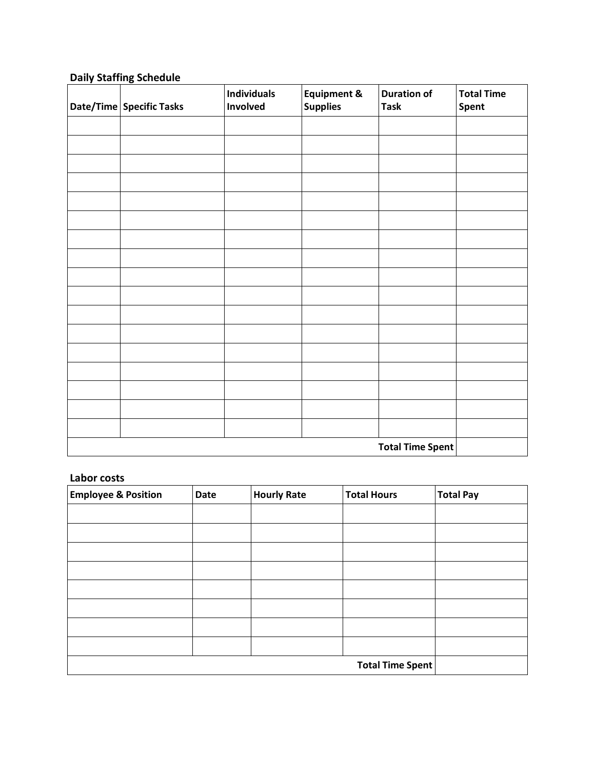**Daily Staffing Schedule**

| Date/Time | Specific Tasks | Individuals Involved | Equipment & Supplies | Duration of Task | Total Time Spent |
|---|---|---|---|---|---|
| | | | | | |
| | | | | | |
| | | | | | |
| | | | | | |
| | | | | | |
| | | | | | |
| | | | | | |
| | | | | | |
| | | | | | |
| | | | | | |
| | | | | | |
| | | | | | |
| | | | | | |
| | | | | | |
| | | | | | |
| | | | | | |
| | | | | | |
| | | | | **Total Time Spent** | |

**Labor costs**

| Employee & Position | Date | Hourly Rate | Total Hours | Total Pay |
|---|---|---|---|---|
| | | | | |
| | | | | |
| | | | | |
| | | | | |
| | | | | |
| | | | | |
| | | | | |
| | | | | |
| | | | **Total Time Spent** | |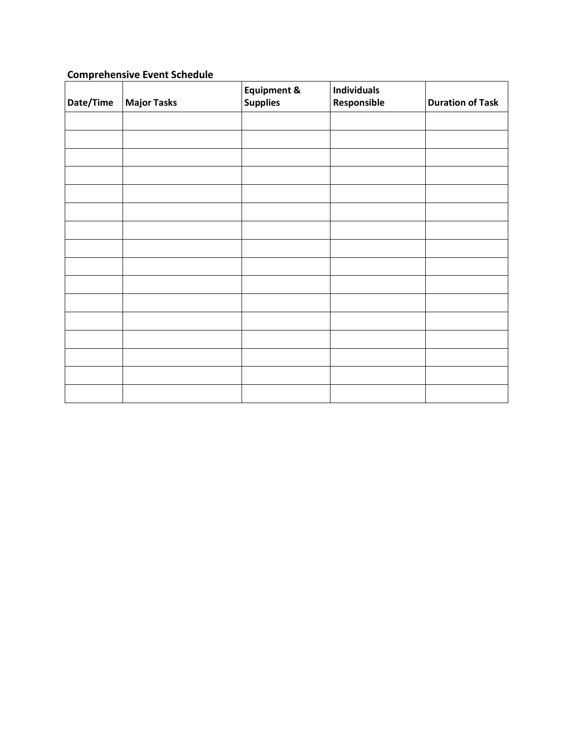**Comprehensive Event Schedule**

| Date/Time | Major Tasks | Equipment & Supplies | Individuals Responsible | Duration of Task |
|---|---|---|---|---|
| | | | | |
| | | | | |
| | | | | |
| | | | | |
| | | | | |
| | | | | |
| | | | | |
| | | | | |
| | | | | |
| | | | | |
| | | | | |
| | | | | |
| | | | | |
| | | | | |
| | | | | |
| | | | | |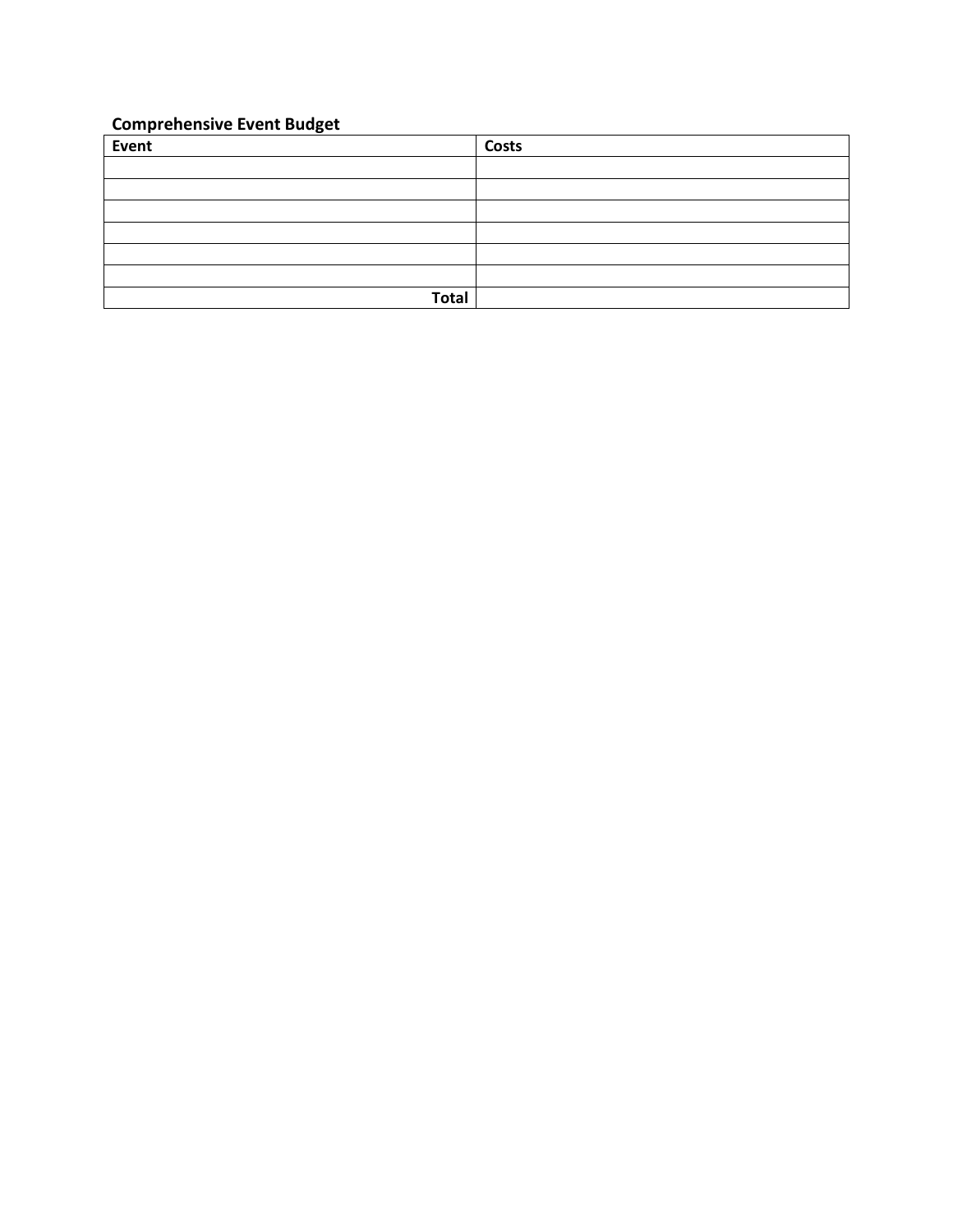**Comprehensive Event Budget**

| Event | Costs |
| --- | --- |
| | |
| | |
| | |
| | |
| | |
| | |
| **Total** | |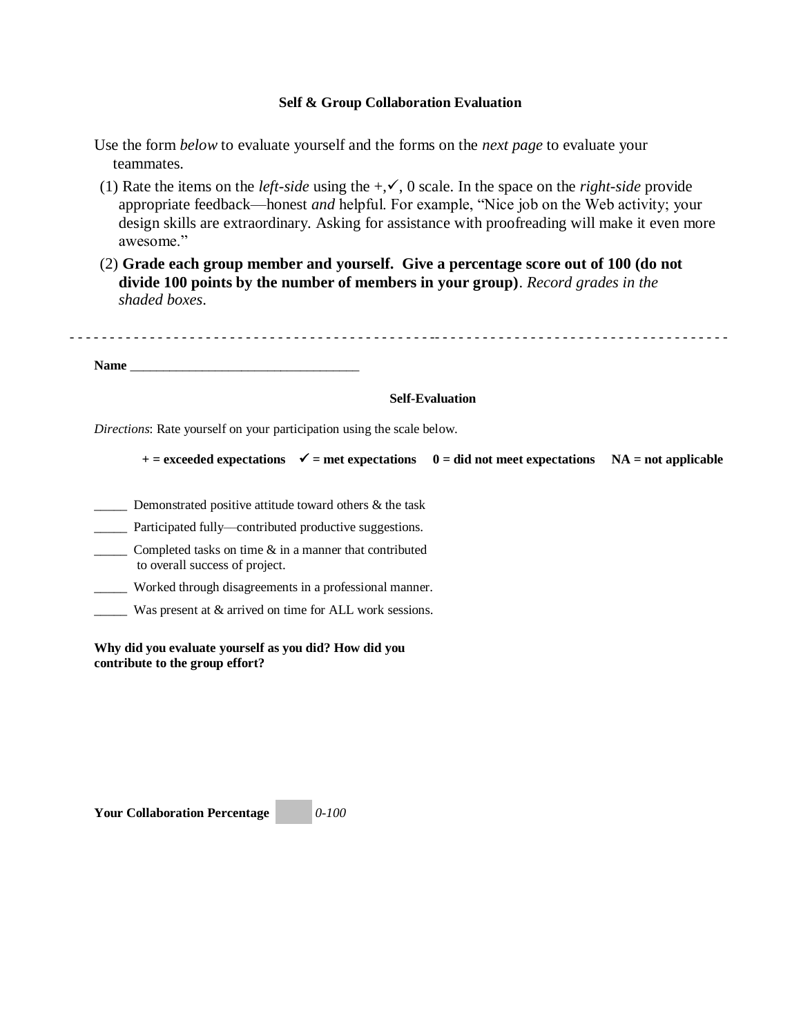### Self & Group Collaboration Evaluation

Use the form *below* to evaluate yourself and the forms on the *next page* to evaluate your teammates.

(1) Rate the items on the *left-side* using the +,✓, 0 scale. In the space on the *right-side* provide appropriate feedback—honest *and* helpful. For example, "Nice job on the Web activity; your design skills are extraordinary. Asking for assistance with proofreading will make it even more awesome."

(2) **Grade each group member and yourself. Give a percentage score out of 100 (do not divide 100 points by the number of members in your group)**. *Record grades in the shaded boxes*.

- - - - - - - - - - - - - - - - - - - - - - - - - - - - - - - - - - - - - - - - - - - - - - - - - - - - - - - - - - - - - - - - - - - - - - - - - - - - - - - -

**Name** ___________________________________

**Self-Evaluation**

*Directions*: Rate yourself on your participation using the scale below.

**+ = exceeded expectations  ✓ = met expectations  0 = did not meet expectations  NA = not applicable**

_____ Demonstrated positive attitude toward others & the task

_____ Participated fully—contributed productive suggestions.

_____ Completed tasks on time & in a manner that contributed to overall success of project.

_____ Worked through disagreements in a professional manner.

_____ Was present at & arrived on time for ALL work sessions.

**Why did you evaluate yourself as you did? How did you contribute to the group effort?**

**Your Collaboration Percentage** [ ] *0-100*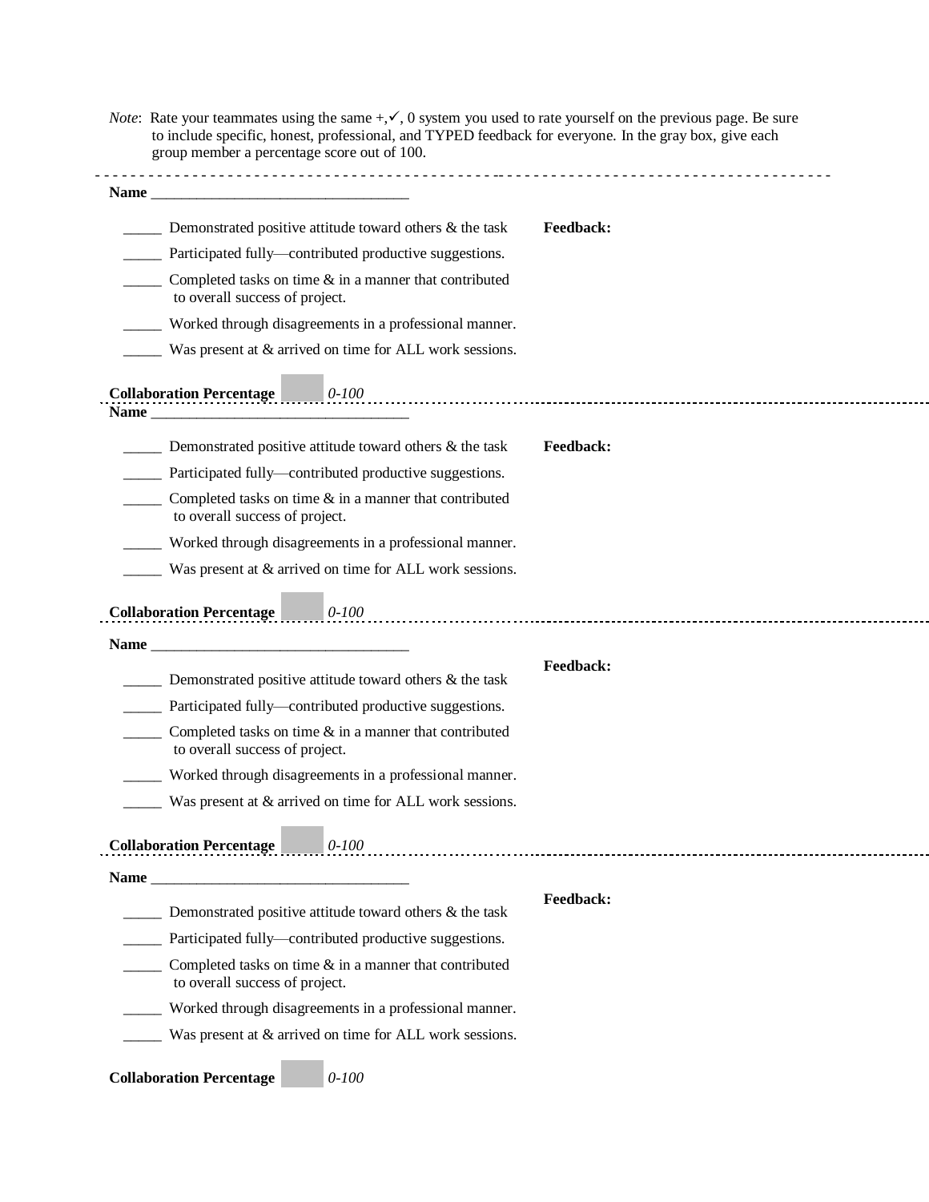*Note*: Rate your teammates using the same +,✓, 0 system you used to rate yourself on the previous page. Be sure to include specific, honest, professional, and TYPED feedback for everyone. In the gray box, give each group member a percentage score out of 100.

---

**Name** ________________________________

_____ Demonstrated positive attitude toward others & the task

_____ Participated fully—contributed productive suggestions.

_____ Completed tasks on time & in a manner that contributed to overall success of project.

_____ Worked through disagreements in a professional manner.

_____ Was present at & arrived on time for ALL work sessions.

**Feedback:**

**Collaboration Percentage** ______ *0-100*

---

**Name** ________________________________

_____ Demonstrated positive attitude toward others & the task

_____ Participated fully—contributed productive suggestions.

_____ Completed tasks on time & in a manner that contributed to overall success of project.

_____ Worked through disagreements in a professional manner.

_____ Was present at & arrived on time for ALL work sessions.

**Feedback:**

**Collaboration Percentage** ______ *0-100*

---

**Name** ________________________________

_____ Demonstrated positive attitude toward others & the task

_____ Participated fully—contributed productive suggestions.

_____ Completed tasks on time & in a manner that contributed to overall success of project.

_____ Worked through disagreements in a professional manner.

_____ Was present at & arrived on time for ALL work sessions.

**Feedback:**

**Collaboration Percentage** ______ *0-100*

---

**Name** ________________________________

_____ Demonstrated positive attitude toward others & the task

_____ Participated fully—contributed productive suggestions.

_____ Completed tasks on time & in a manner that contributed to overall success of project.

_____ Worked through disagreements in a professional manner.

_____ Was present at & arrived on time for ALL work sessions.

**Feedback:**

**Collaboration Percentage** ______ *0-100*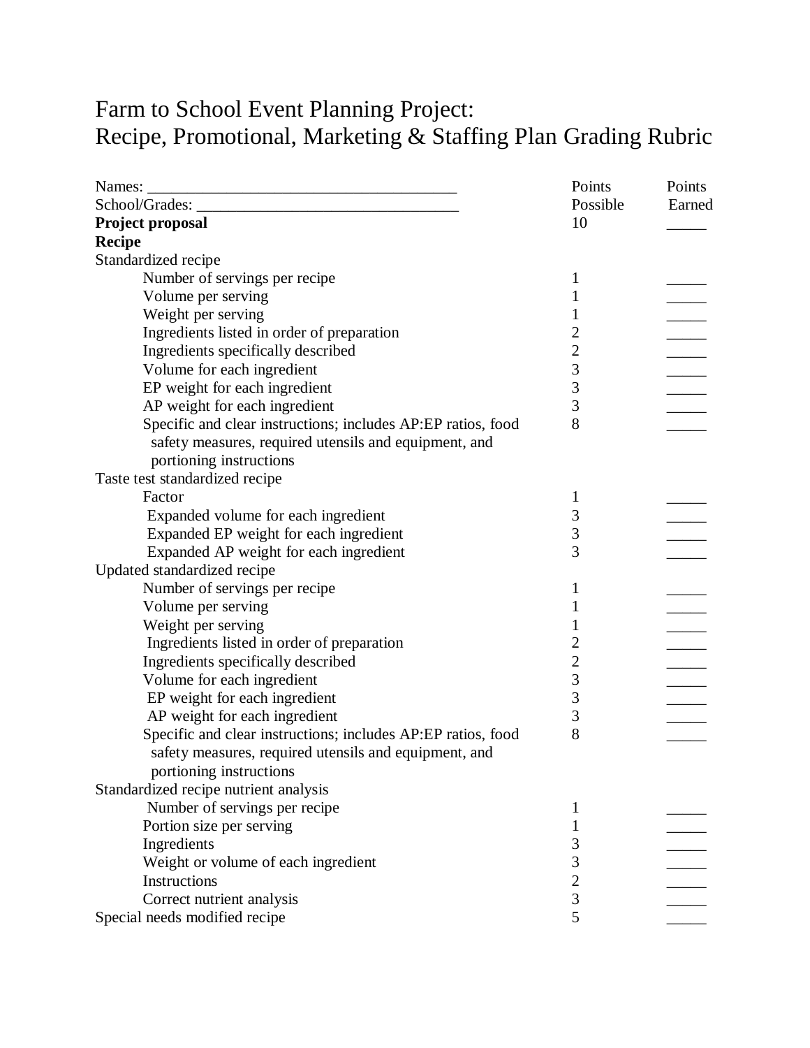# Farm to School Event Planning Project:
# Recipe, Promotional, Marketing & Staffing Plan Grading Rubric

Names: ______________________________________

School/Grades: ________________________________

| | Points Possible | Points Earned |
|---|---|---|
| **Project proposal** | 10 | _____ |
| **Recipe** | | |
| Standardized recipe | | |
| Number of servings per recipe | 1 | _____ |
| Volume per serving | 1 | _____ |
| Weight per serving | 1 | _____ |
| Ingredients listed in order of preparation | 2 | _____ |
| Ingredients specifically described | 2 | _____ |
| Volume for each ingredient | 3 | _____ |
| EP weight for each ingredient | 3 | _____ |
| AP weight for each ingredient | 3 | _____ |
| Specific and clear instructions; includes AP:EP ratios, food safety measures, required utensils and equipment, and portioning instructions | 8 | _____ |
| Taste test standardized recipe | | |
| Factor | 1 | _____ |
| Expanded volume for each ingredient | 3 | _____ |
| Expanded EP weight for each ingredient | 3 | _____ |
| Expanded AP weight for each ingredient | 3 | _____ |
| Updated standardized recipe | | |
| Number of servings per recipe | 1 | _____ |
| Volume per serving | 1 | _____ |
| Weight per serving | 1 | _____ |
| Ingredients listed in order of preparation | 2 | _____ |
| Ingredients specifically described | 2 | _____ |
| Volume for each ingredient | 3 | _____ |
| EP weight for each ingredient | 3 | _____ |
| AP weight for each ingredient | 3 | _____ |
| Specific and clear instructions; includes AP:EP ratios, food safety measures, required utensils and equipment, and portioning instructions | 8 | _____ |
| Standardized recipe nutrient analysis | | |
| Number of servings per recipe | 1 | _____ |
| Portion size per serving | 1 | _____ |
| Ingredients | 3 | _____ |
| Weight or volume of each ingredient | 3 | _____ |
| Instructions | 2 | _____ |
| Correct nutrient analysis | 3 | _____ |
| Special needs modified recipe | 5 | _____ |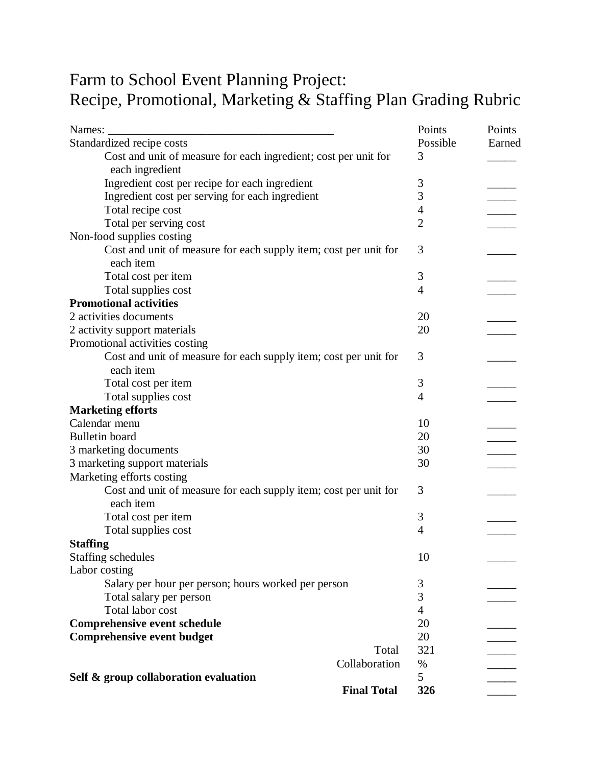# Farm to School Event Planning Project:
# Recipe, Promotional, Marketing & Staffing Plan Grading Rubric

| Names: _______________________________________ | Points Possible | Points Earned |
|---|---|---|
| Standardized recipe costs | | |
| Cost and unit of measure for each ingredient; cost per unit for each ingredient | 3 | _____ |
| Ingredient cost per recipe for each ingredient | 3 | _____ |
| Ingredient cost per serving for each ingredient | 3 | _____ |
| Total recipe cost | 4 | _____ |
| Total per serving cost | 2 | _____ |
| Non-food supplies costing | | |
| Cost and unit of measure for each supply item; cost per unit for each item | 3 | _____ |
| Total cost per item | 3 | _____ |
| Total supplies cost | 4 | _____ |
| **Promotional activities** | | |
| 2 activities documents | 20 | _____ |
| 2 activity support materials | 20 | _____ |
| Promotional activities costing | | |
| Cost and unit of measure for each supply item; cost per unit for each item | 3 | _____ |
| Total cost per item | 3 | _____ |
| Total supplies cost | 4 | _____ |
| **Marketing efforts** | | |
| Calendar menu | 10 | _____ |
| Bulletin board | 20 | _____ |
| 3 marketing documents | 30 | _____ |
| 3 marketing support materials | 30 | _____ |
| Marketing efforts costing | | |
| Cost and unit of measure for each supply item; cost per unit for each item | 3 | _____ |
| Total cost per item | 3 | _____ |
| Total supplies cost | 4 | _____ |
| **Staffing** | | |
| Staffing schedules | 10 | _____ |
| Labor costing | | |
| Salary per hour per person; hours worked per person | 3 | _____ |
| Total salary per person | 3 | _____ |
| Total labor cost | 4 | |
| **Comprehensive event schedule** | 20 | _____ |
| **Comprehensive event budget** | 20 | _____ |
| Total | 321 | _____ |
| Collaboration | % | _____ |
| **Self & group collaboration evaluation** | 5 | _____ |
| **Final Total** | **326** | _____ |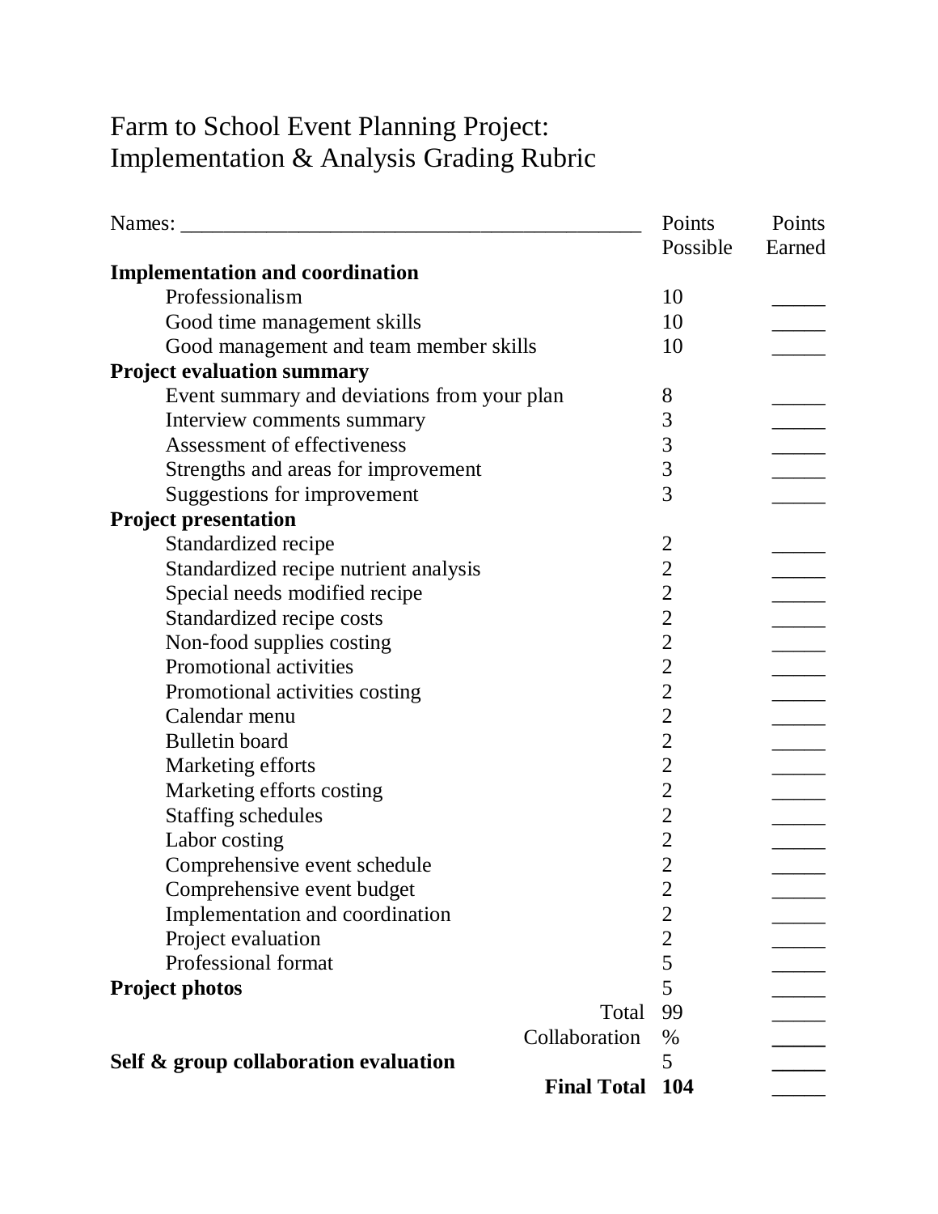# Farm to School Event Planning Project: Implementation & Analysis Grading Rubric

| Names: ____________________________________________ | Points Possible | Points Earned |
|---|---|---|
| **Implementation and coordination** | | |
| Professionalism | 10 | _____ |
| Good time management skills | 10 | _____ |
| Good management and team member skills | 10 | _____ |
| **Project evaluation summary** | | |
| Event summary and deviations from your plan | 8 | _____ |
| Interview comments summary | 3 | _____ |
| Assessment of effectiveness | 3 | _____ |
| Strengths and areas for improvement | 3 | _____ |
| Suggestions for improvement | 3 | _____ |
| **Project presentation** | | |
| Standardized recipe | 2 | _____ |
| Standardized recipe nutrient analysis | 2 | _____ |
| Special needs modified recipe | 2 | _____ |
| Standardized recipe costs | 2 | _____ |
| Non-food supplies costing | 2 | _____ |
| Promotional activities | 2 | _____ |
| Promotional activities costing | 2 | _____ |
| Calendar menu | 2 | _____ |
| Bulletin board | 2 | _____ |
| Marketing efforts | 2 | _____ |
| Marketing efforts costing | 2 | _____ |
| Staffing schedules | 2 | _____ |
| Labor costing | 2 | _____ |
| Comprehensive event schedule | 2 | _____ |
| Comprehensive event budget | 2 | _____ |
| Implementation and coordination | 2 | _____ |
| Project evaluation | 2 | _____ |
| Professional format | 5 | _____ |
| **Project photos** | 5 | _____ |
| Total | 99 | _____ |
| Collaboration | % | _____ |
| **Self & group collaboration evaluation** | 5 | _____ |
| **Final Total** | **104** | _____ |